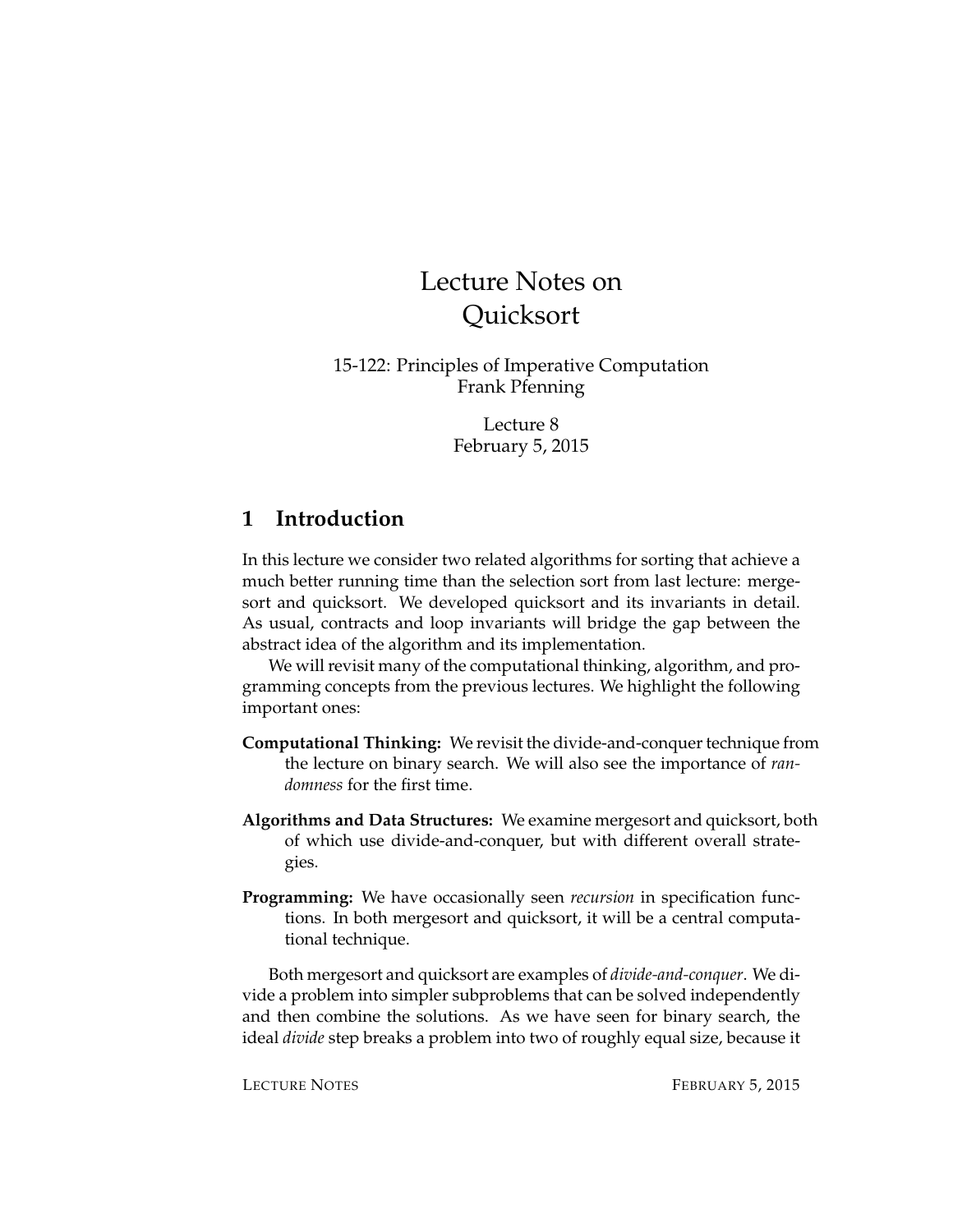# Lecture Notes on Quicksort

15-122: Principles of Imperative Computation
Frank Pfenning

Lecture 8
February 5, 2015

## 1 Introduction

In this lecture we consider two related algorithms for sorting that achieve a much better running time than the selection sort from last lecture: mergesort and quicksort. We developed quicksort and its invariants in detail. As usual, contracts and loop invariants will bridge the gap between the abstract idea of the algorithm and its implementation.

We will revisit many of the computational thinking, algorithm, and programming concepts from the previous lectures. We highlight the following important ones:

**Computational Thinking:** We revisit the divide-and-conquer technique from the lecture on binary search. We will also see the importance of *randomness* for the first time.

**Algorithms and Data Structures:** We examine mergesort and quicksort, both of which use divide-and-conquer, but with different overall strategies.

**Programming:** We have occasionally seen *recursion* in specification functions. In both mergesort and quicksort, it will be a central computational technique.

Both mergesort and quicksort are examples of *divide-and-conquer*. We divide a problem into simpler subproblems that can be solved independently and then combine the solutions. As we have seen for binary search, the ideal *divide* step breaks a problem into two of roughly equal size, because it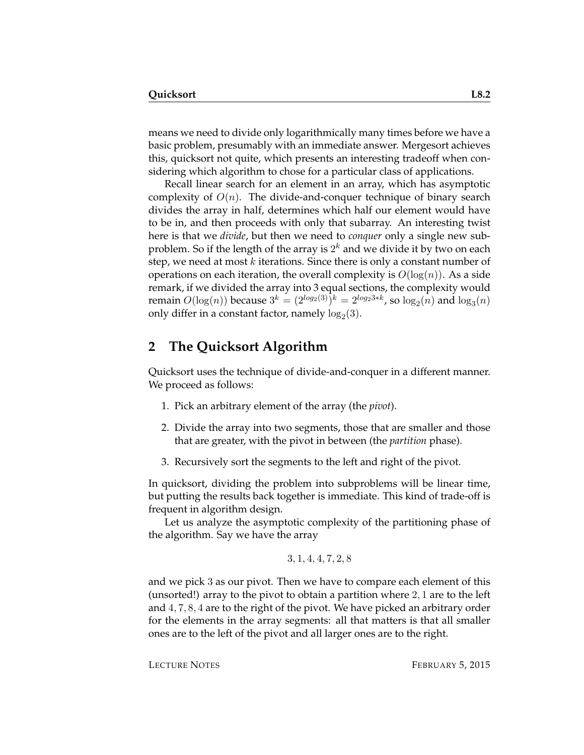means we need to divide only logarithmically many times before we have a basic problem, presumably with an immediate answer. Mergesort achieves this, quicksort not quite, which presents an interesting tradeoff when considering which algorithm to chose for a particular class of applications.

Recall linear search for an element in an array, which has asymptotic complexity of $O(n)$. The divide-and-conquer technique of binary search divides the array in half, determines which half our element would have to be in, and then proceeds with only that subarray. An interesting twist here is that we *divide*, but then we need to *conquer* only a single new subproblem. So if the length of the array is $2^k$ and we divide it by two on each step, we need at most $k$ iterations. Since there is only a constant number of operations on each iteration, the overall complexity is $O(\log(n))$. As a side remark, if we divided the array into 3 equal sections, the complexity would remain $O(\log(n))$ because $3^k = (2^{log_2(3)})^k = 2^{log_2 3 * k}$, so $\log_2(n)$ and $\log_3(n)$ only differ in a constant factor, namely $\log_2(3)$.

## 2 The Quicksort Algorithm

Quicksort uses the technique of divide-and-conquer in a different manner. We proceed as follows:

1. Pick an arbitrary element of the array (the *pivot*).
2. Divide the array into two segments, those that are smaller and those that are greater, with the pivot in between (the *partition* phase).
3. Recursively sort the segments to the left and right of the pivot.

In quicksort, dividing the problem into subproblems will be linear time, but putting the results back together is immediate. This kind of trade-off is frequent in algorithm design.

Let us analyze the asymptotic complexity of the partitioning phase of the algorithm. Say we have the array

$$3, 1, 4, 4, 7, 2, 8$$

and we pick $3$ as our pivot. Then we have to compare each element of this (unsorted!) array to the pivot to obtain a partition where $2, 1$ are to the left and $4, 7, 8, 4$ are to the right of the pivot. We have picked an arbitrary order for the elements in the array segments: all that matters is that all smaller ones are to the left of the pivot and all larger ones are to the right.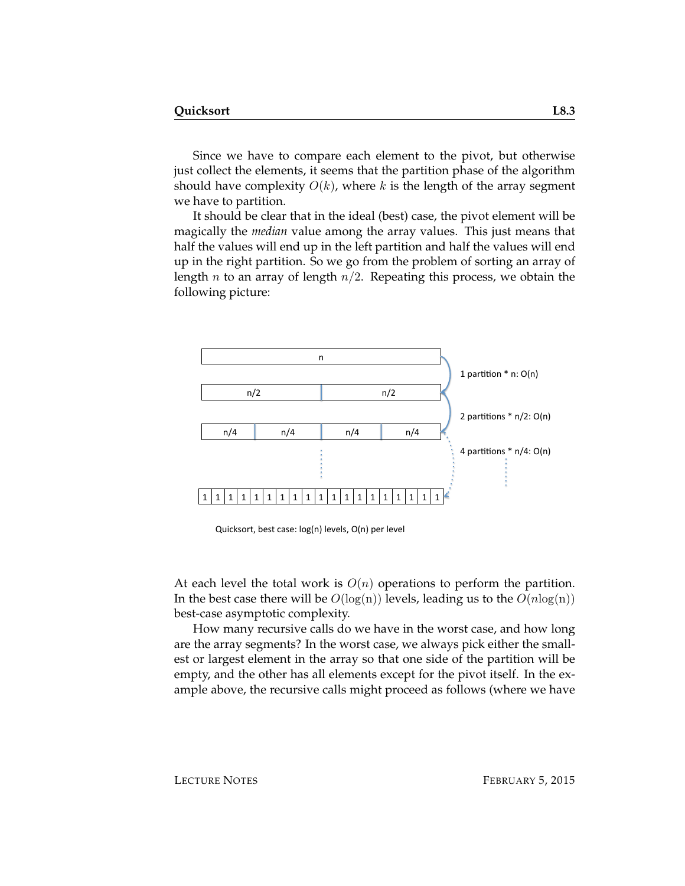Since we have to compare each element to the pivot, but otherwise just collect the elements, it seems that the partition phase of the algorithm should have complexity $O(k)$, where $k$ is the length of the array segment we have to partition.

It should be clear that in the ideal (best) case, the pivot element will be magically the *median* value among the array values. This just means that half the values will end up in the left partition and half the values will end up in the right partition. So we go from the problem of sorting an array of length $n$ to an array of length $n/2$. Repeating this process, we obtain the following picture:

n

n/2 | n/2

n/4 | n/4 | n/4 | n/4

1 | 1 | 1 | 1 | 1 | 1 | 1 | 1 | 1 | 1 | 1 | 1 | 1 | 1 | 1 | 1 | 1 | 1 | 1

1 partition * n: O(n)

2 partitions * n/2: O(n)

4 partitions * n/4: O(n)

Quicksort, best case: log(n) levels, O(n) per level

At each level the total work is $O(n)$ operations to perform the partition. In the best case there will be $O(\log(\mathrm{n}))$ levels, leading us to the $O(n\log(\mathrm{n}))$ best-case asymptotic complexity.

How many recursive calls do we have in the worst case, and how long are the array segments? In the worst case, we always pick either the smallest or largest element in the array so that one side of the partition will be empty, and the other has all elements except for the pivot itself. In the example above, the recursive calls might proceed as follows (where we have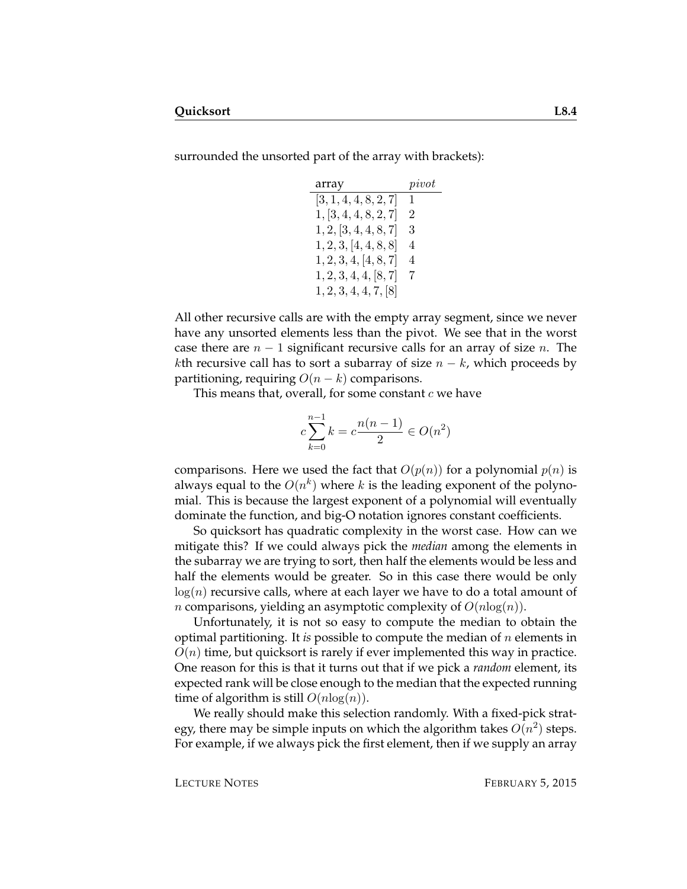surrounded the unsorted part of the array with brackets):

| array | *pivot* |
|---|---|
| $[3, 1, 4, 4, 8, 2, 7]$ | $1$ |
| $1, [3, 4, 4, 8, 2, 7]$ | $2$ |
| $1, 2, [3, 4, 4, 8, 7]$ | $3$ |
| $1, 2, 3, [4, 4, 8, 8]$ | $4$ |
| $1, 2, 3, 4, [4, 8, 7]$ | $4$ |
| $1, 2, 3, 4, 4, [8, 7]$ | $7$ |
| $1, 2, 3, 4, 4, 7, [8]$ | |

All other recursive calls are with the empty array segment, since we never have any unsorted elements less than the pivot. We see that in the worst case there are $n - 1$ significant recursive calls for an array of size $n$. The $k$th recursive call has to sort a subarray of size $n - k$, which proceeds by partitioning, requiring $O(n - k)$ comparisons.

This means that, overall, for some constant $c$ we have

$$c \sum_{k=0}^{n-1} k = c \frac{n(n-1)}{2} \in O(n^2)$$

comparisons. Here we used the fact that $O(p(n))$ for a polynomial $p(n)$ is always equal to the $O(n^k)$ where $k$ is the leading exponent of the polynomial. This is because the largest exponent of a polynomial will eventually dominate the function, and big-O notation ignores constant coefficients.

So quicksort has quadratic complexity in the worst case. How can we mitigate this? If we could always pick the *median* among the elements in the subarray we are trying to sort, then half the elements would be less and half the elements would be greater. So in this case there would be only $\log(n)$ recursive calls, where at each layer we have to do a total amount of $n$ comparisons, yielding an asymptotic complexity of $O(n \log(n))$.

Unfortunately, it is not so easy to compute the median to obtain the optimal partitioning. It *is* possible to compute the median of $n$ elements in $O(n)$ time, but quicksort is rarely if ever implemented this way in practice. One reason for this is that it turns out that if we pick a *random* element, its expected rank will be close enough to the median that the expected running time of algorithm is still $O(n \log(n))$.

We really should make this selection randomly. With a fixed-pick strategy, there may be simple inputs on which the algorithm takes $O(n^2)$ steps. For example, if we always pick the first element, then if we supply an array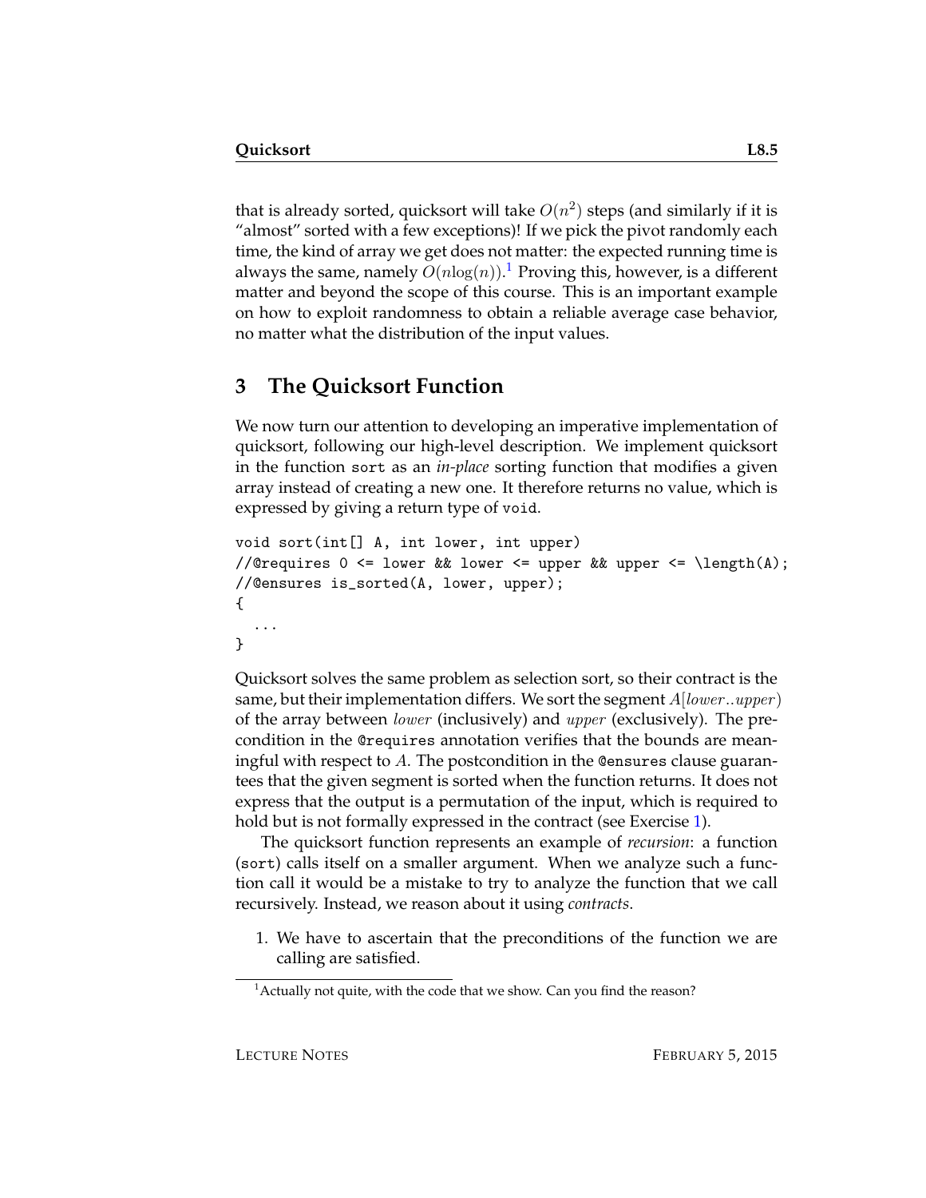that is already sorted, quicksort will take $O(n^2)$ steps (and similarly if it is "almost" sorted with a few exceptions)! If we pick the pivot randomly each time, the kind of array we get does not matter: the expected running time is always the same, namely $O(n \log(n))$.[1] Proving this, however, is a different matter and beyond the scope of this course. This is an important example on how to exploit randomness to obtain a reliable average case behavior, no matter what the distribution of the input values.

## 3 The Quicksort Function

We now turn our attention to developing an imperative implementation of quicksort, following our high-level description. We implement quicksort in the function `sort` as an *in-place* sorting function that modifies a given array instead of creating a new one. It therefore returns no value, which is expressed by giving a return type of `void`.

```
void sort(int[] A, int lower, int upper)
//@requires 0 <= lower && lower <= upper && upper <= \length(A);
//@ensures is_sorted(A, lower, upper);
{
  ...
}
```

Quicksort solves the same problem as selection sort, so their contract is the same, but their implementation differs. We sort the segment $A[lower..upper)$ of the array between $lower$ (inclusively) and $upper$ (exclusively). The precondition in the `@requires` annotation verifies that the bounds are meaningful with respect to $A$. The postcondition in the `@ensures` clause guarantees that the given segment is sorted when the function returns. It does not express that the output is a permutation of the input, which is required to hold but is not formally expressed in the contract (see Exercise 1).

The quicksort function represents an example of *recursion*: a function (`sort`) calls itself on a smaller argument. When we analyze such a function call it would be a mistake to try to analyze the function that we call recursively. Instead, we reason about it using *contracts*.

1. We have to ascertain that the preconditions of the function we are calling are satisfied.

[1] Actually not quite, with the code that we show. Can you find the reason?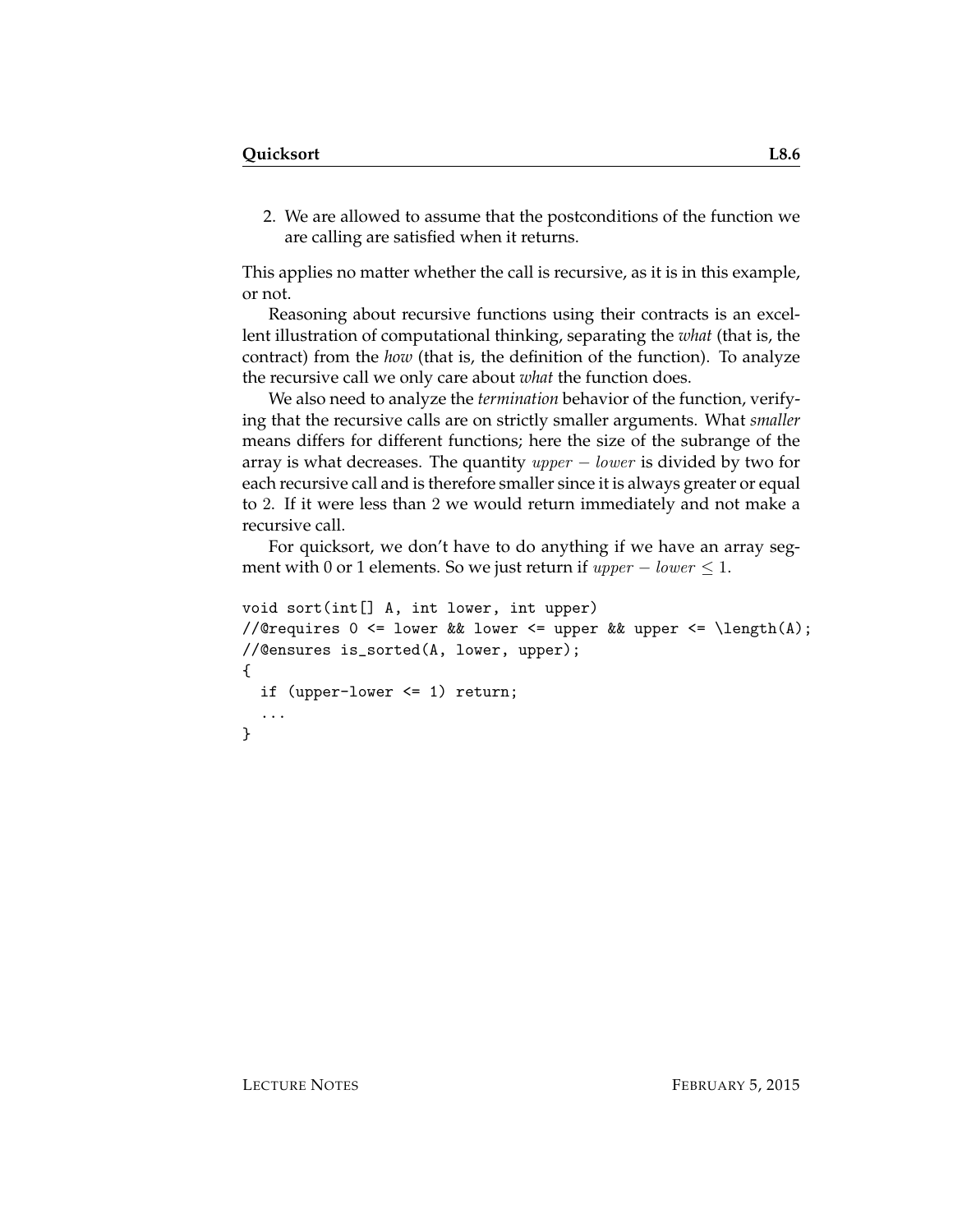2. We are allowed to assume that the postconditions of the function we are calling are satisfied when it returns.

This applies no matter whether the call is recursive, as it is in this example, or not.

Reasoning about recursive functions using their contracts is an excellent illustration of computational thinking, separating the *what* (that is, the contract) from the *how* (that is, the definition of the function). To analyze the recursive call we only care about *what* the function does.

We also need to analyze the *termination* behavior of the function, verifying that the recursive calls are on strictly smaller arguments. What *smaller* means differs for different functions; here the size of the subrange of the array is what decreases. The quantity $upper - lower$ is divided by two for each recursive call and is therefore smaller since it is always greater or equal to 2. If it were less than 2 we would return immediately and not make a recursive call.

For quicksort, we don't have to do anything if we have an array segment with 0 or 1 elements. So we just return if $upper - lower \leq 1$.

```
void sort(int[] A, int lower, int upper)
//@requires 0 <= lower && lower <= upper && upper <= \length(A);
//@ensures is_sorted(A, lower, upper);
{
  if (upper-lower <= 1) return;
  ...
}
```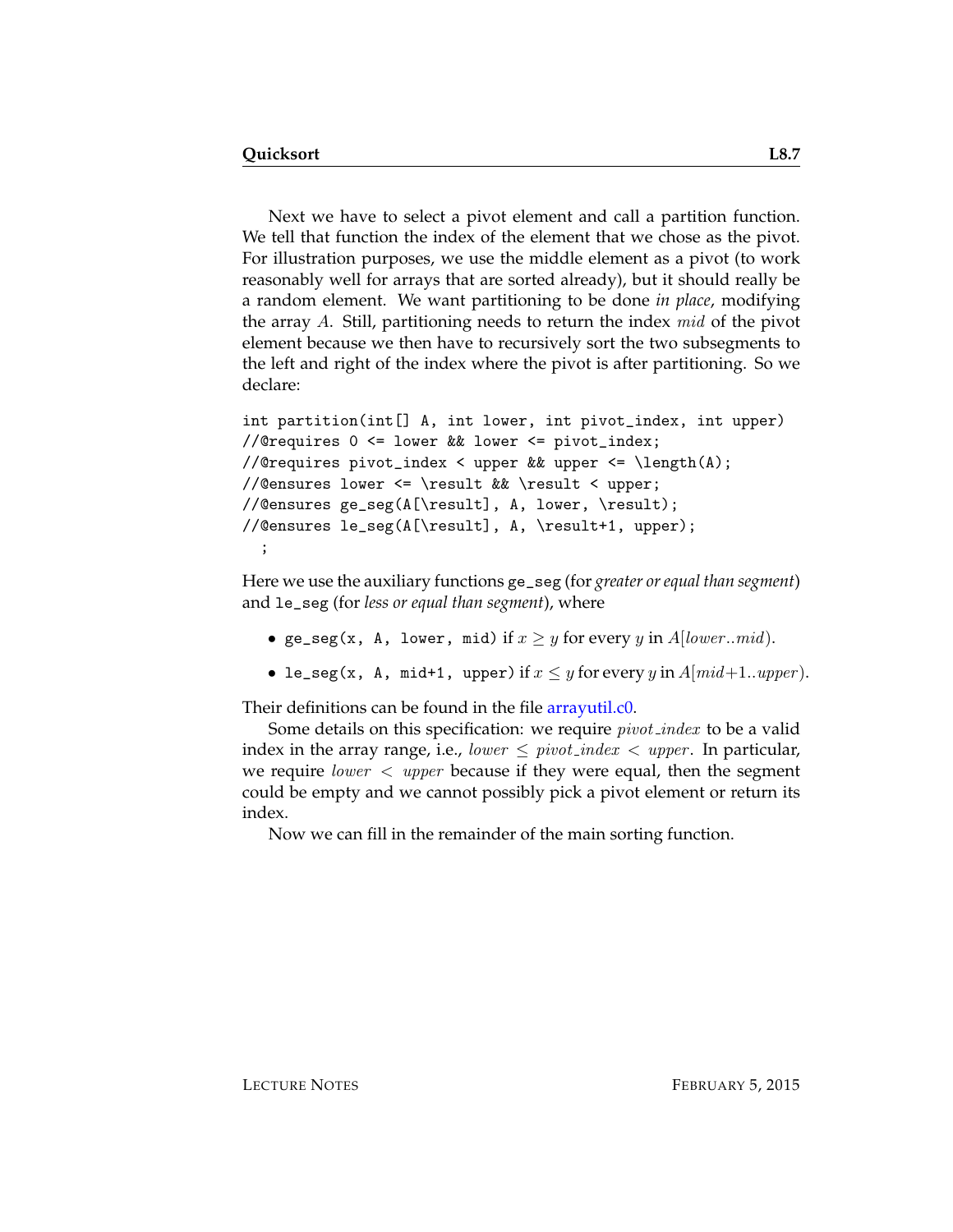Next we have to select a pivot element and call a partition function. We tell that function the index of the element that we chose as the pivot. For illustration purposes, we use the middle element as a pivot (to work reasonably well for arrays that are sorted already), but it should really be a random element. We want partitioning to be done *in place*, modifying the array $A$. Still, partitioning needs to return the index $mid$ of the pivot element because we then have to recursively sort the two subsegments to the left and right of the index where the pivot is after partitioning. So we declare:

```
int partition(int[] A, int lower, int pivot_index, int upper)
//@requires 0 <= lower && lower <= pivot_index;
//@requires pivot_index < upper && upper <= \length(A);
//@ensures lower <= \result && \result < upper;
//@ensures ge_seg(A[\result], A, lower, \result);
//@ensures le_seg(A[\result], A, \result+1, upper);
  ;
```

Here we use the auxiliary functions `ge_seg` (for *greater or equal than segment*) and `le_seg` (for *less or equal than segment*), where

- `ge_seg(x, A, lower, mid)` if $x \geq y$ for every $y$ in $A[lower..mid)$.
- `le_seg(x, A, mid+1, upper)` if $x \leq y$ for every $y$ in $A[mid{+}1..upper)$.

Their definitions can be found in the file arrayutil.c0.

Some details on this specification: we require $pivot\_index$ to be a valid index in the array range, i.e., $lower \leq pivot\_index < upper$. In particular, we require $lower < upper$ because if they were equal, then the segment could be empty and we cannot possibly pick a pivot element or return its index.

Now we can fill in the remainder of the main sorting function.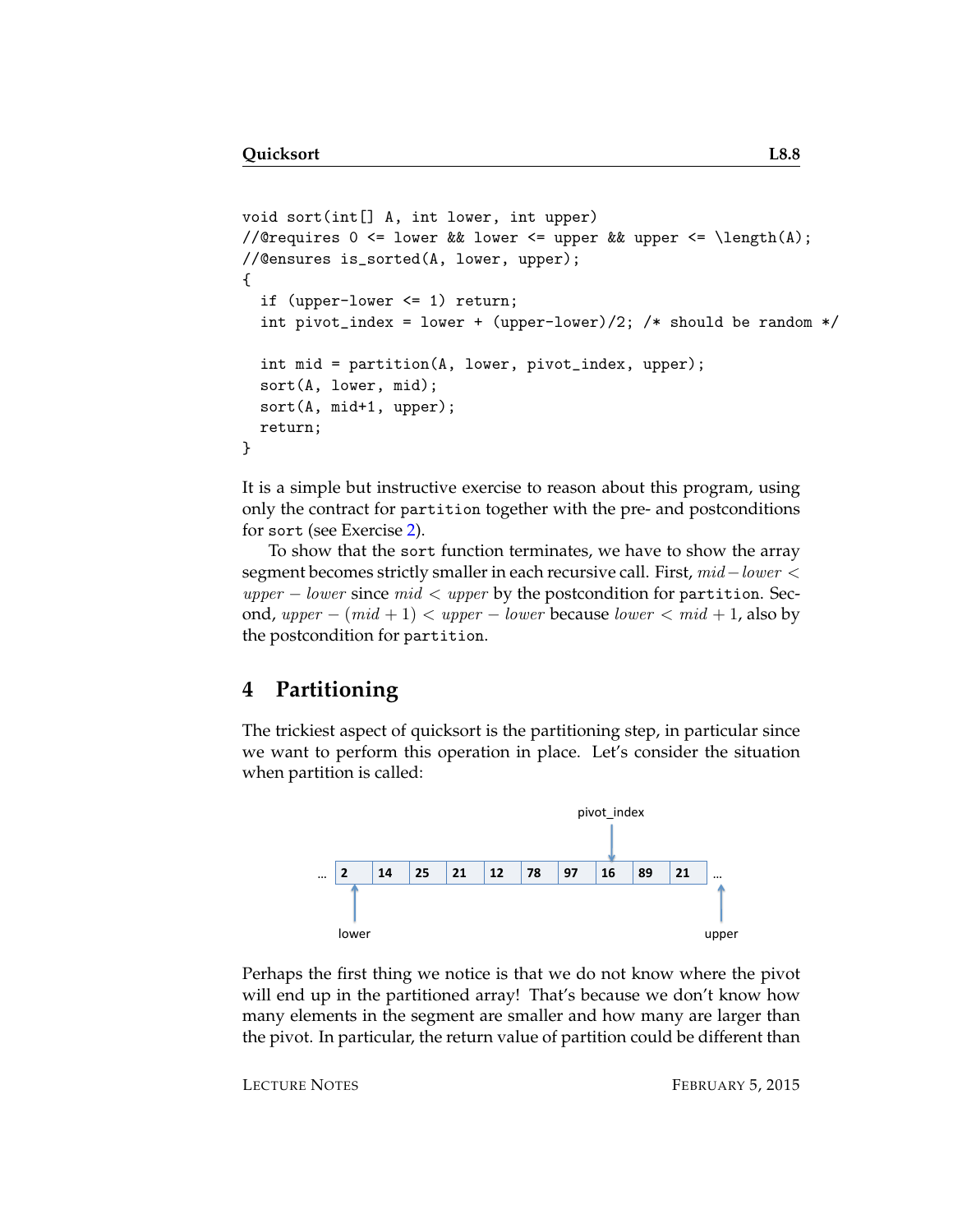```
void sort(int[] A, int lower, int upper)
//@requires 0 <= lower && lower <= upper && upper <= \length(A);
//@ensures is_sorted(A, lower, upper);
{
  if (upper-lower <= 1) return;
  int pivot_index = lower + (upper-lower)/2; /* should be random */

  int mid = partition(A, lower, pivot_index, upper);
  sort(A, lower, mid);
  sort(A, mid+1, upper);
  return;
}
```

It is a simple but instructive exercise to reason about this program, using only the contract for `partition` together with the pre- and postconditions for `sort` (see Exercise 2).

To show that the `sort` function terminates, we have to show the array segment becomes strictly smaller in each recursive call. First, $mid - lower < upper - lower$ since $mid < upper$ by the postcondition for `partition`. Second, $upper - (mid + 1) < upper - lower$ because $lower < mid + 1$, also by the postcondition for `partition`.

## 4 Partitioning

The trickiest aspect of quicksort is the partitioning step, in particular since we want to perform this operation in place. Let's consider the situation when partition is called:

| ... | 2 | 14 | 25 | 21 | 12 | 78 | 97 | 16 | 89 | 21 | ... |
|---|---|---|---|---|---|---|---|---|---|---|---|
| | lower | | | | | | | pivot_index | | | upper |

Perhaps the first thing we notice is that we do not know where the pivot will end up in the partitioned array! That's because we don't know how many elements in the segment are smaller and how many are larger than the pivot. In particular, the return value of partition could be different than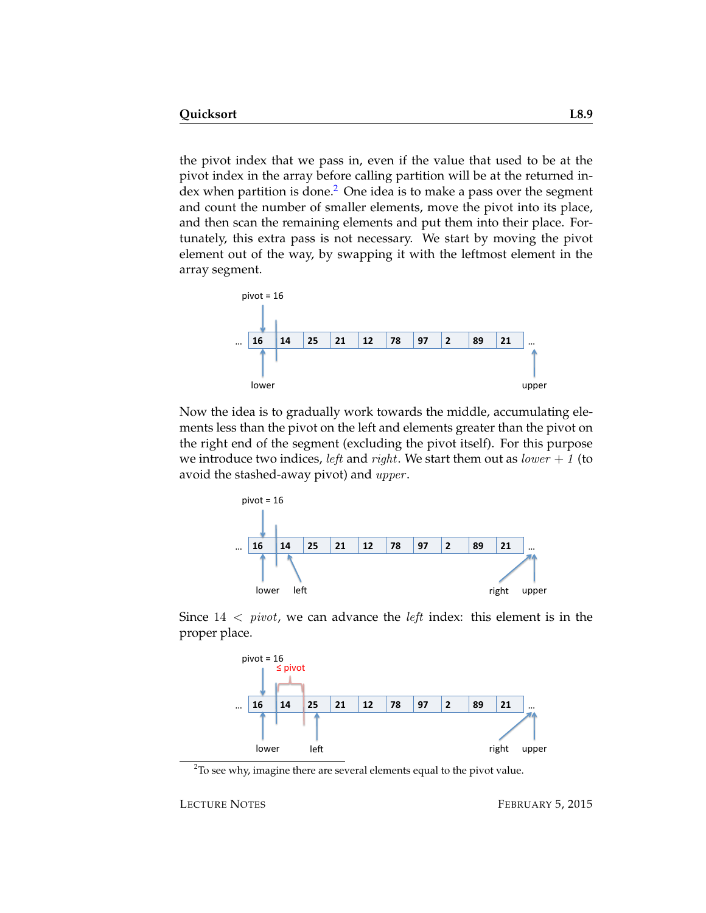the pivot index that we pass in, even if the value that used to be at the pivot index in the array before calling partition will be at the returned index when partition is done.[2] One idea is to make a pass over the segment and count the number of smaller elements, move the pivot into its place, and then scan the remaining elements and put them into their place. Fortunately, this extra pass is not necessary. We start by moving the pivot element out of the way, by swapping it with the leftmost element in the array segment.

Now the idea is to gradually work towards the middle, accumulating elements less than the pivot on the left and elements greater than the pivot on the right end of the segment (excluding the pivot itself). For this purpose we introduce two indices, *left* and *right*. We start them out as $lower + 1$ (to avoid the stashed-away pivot) and *upper*.

Since $14 < pivot$, we can advance the *left* index: this element is in the proper place.

[2] To see why, imagine there are several elements equal to the pivot value.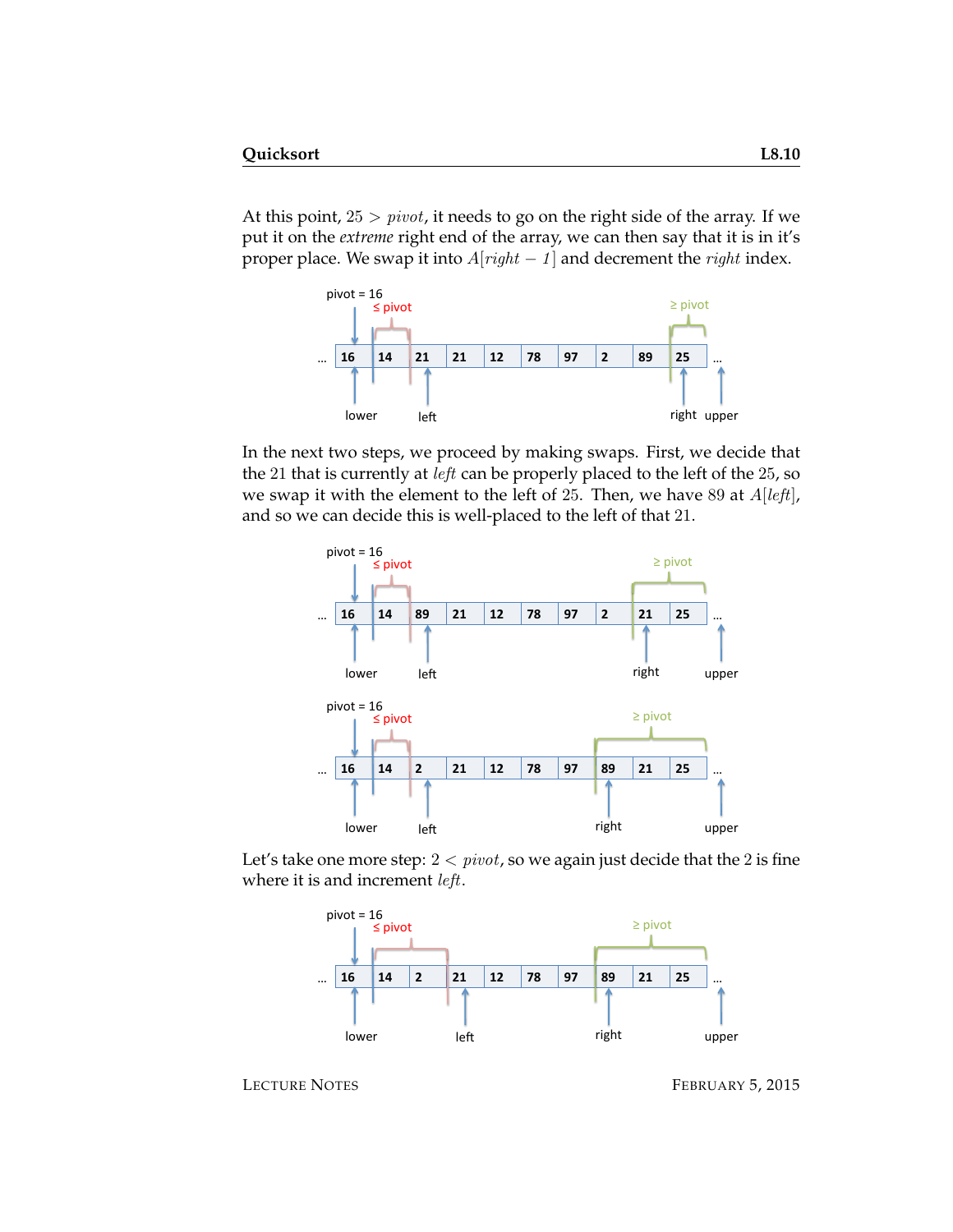At this point, $25 > pivot$, it needs to go on the right side of the array. If we put it on the *extreme* right end of the array, we can then say that it is in it's proper place. We swap it into $A[right - 1]$ and decrement the $right$ index.

In the next two steps, we proceed by making swaps. First, we decide that the 21 that is currently at $left$ can be properly placed to the left of the 25, so we swap it with the element to the left of 25. Then, we have 89 at $A[left]$, and so we can decide this is well-placed to the left of that 21.

Let's take one more step: $2 < pivot$, so we again just decide that the 2 is fine where it is and increment $left$.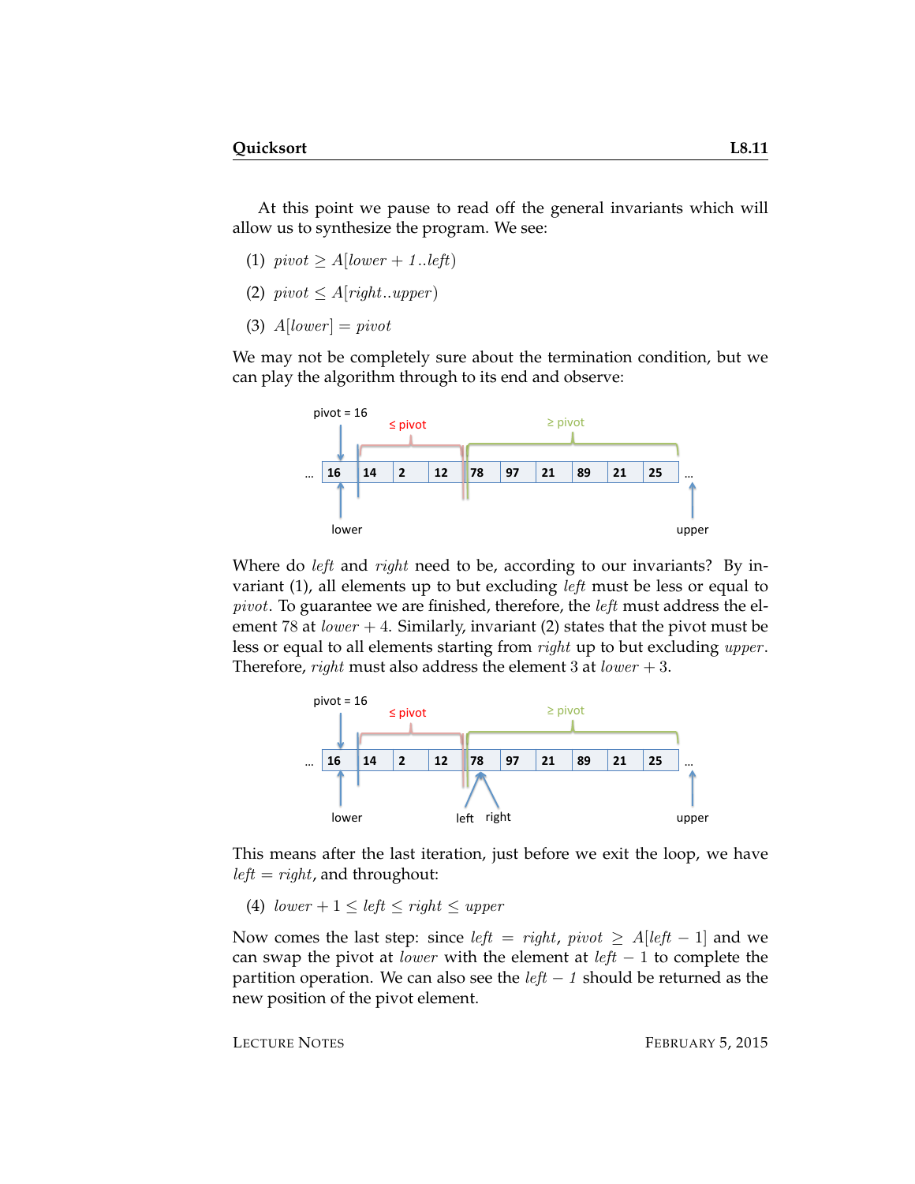At this point we pause to read off the general invariants which will allow us to synthesize the program. We see:

(1) $pivot \geq A[lower + 1..left)$

(2) $pivot \leq A[right..upper)$

(3) $A[lower] = pivot$

We may not be completely sure about the termination condition, but we can play the algorithm through to its end and observe:

Where do $left$ and $right$ need to be, according to our invariants? By invariant (1), all elements up to but excluding $left$ must be less or equal to $pivot$. To guarantee we are finished, therefore, the $left$ must address the element 78 at $lower + 4$. Similarly, invariant (2) states that the pivot must be less or equal to all elements starting from $right$ up to but excluding $upper$. Therefore, $right$ must also address the element 3 at $lower + 3$.

This means after the last iteration, just before we exit the loop, we have $left = right$, and throughout:

(4) $lower + 1 \leq left \leq right \leq upper$

Now comes the last step: since $left = right$, $pivot \geq A[left - 1]$ and we can swap the pivot at $lower$ with the element at $left - 1$ to complete the partition operation. We can also see the $left - 1$ should be returned as the new position of the pivot element.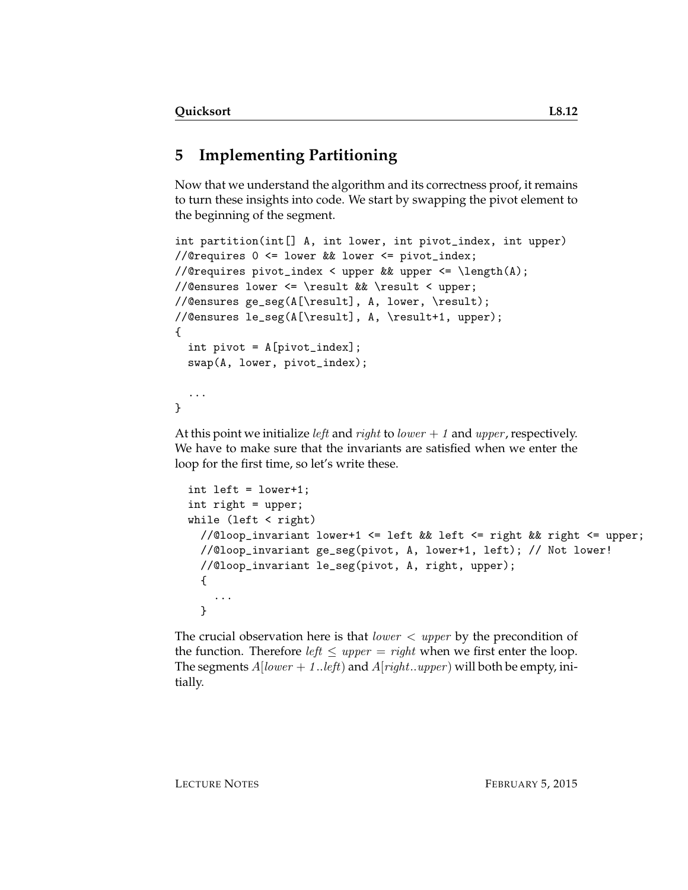## 5 Implementing Partitioning

Now that we understand the algorithm and its correctness proof, it remains to turn these insights into code. We start by swapping the pivot element to the beginning of the segment.

```
int partition(int[] A, int lower, int pivot_index, int upper)
//@requires 0 <= lower && lower <= pivot_index;
//@requires pivot_index < upper && upper <= \length(A);
//@ensures lower <= \result && \result < upper;
//@ensures ge_seg(A[\result], A, lower, \result);
//@ensures le_seg(A[\result], A, \result+1, upper);
{
  int pivot = A[pivot_index];
  swap(A, lower, pivot_index);

  ...
}
```

At this point we initialize *left* and *right* to $lower + 1$ and *upper*, respectively. We have to make sure that the invariants are satisfied when we enter the loop for the first time, so let's write these.

```
  int left = lower+1;
  int right = upper;
  while (left < right)
    //@loop_invariant lower+1 <= left && left <= right && right <= upper;
    //@loop_invariant ge_seg(pivot, A, lower+1, left); // Not lower!
    //@loop_invariant le_seg(pivot, A, right, upper);
    {
      ...
    }
```

The crucial observation here is that $lower < upper$ by the precondition of the function. Therefore $left \leq upper = right$ when we first enter the loop. The segments $A[lower + 1..left)$ and $A[right..upper)$ will both be empty, initially.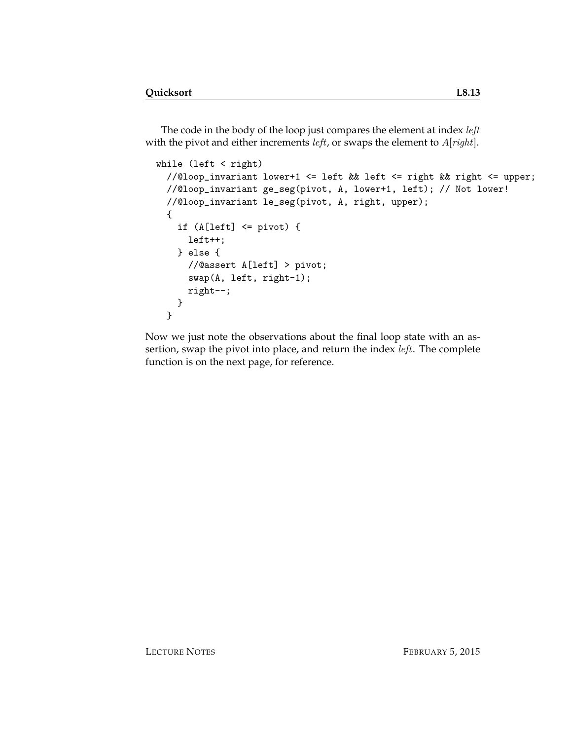The code in the body of the loop just compares the element at index $left$ with the pivot and either increments $left$, or swaps the element to $A[right]$.

```
while (left < right)
  //@loop_invariant lower+1 <= left && left <= right && right <= upper;
  //@loop_invariant ge_seg(pivot, A, lower+1, left); // Not lower!
  //@loop_invariant le_seg(pivot, A, right, upper);
  {
    if (A[left] <= pivot) {
      left++;
    } else {
      //@assert A[left] > pivot;
      swap(A, left, right-1);
      right--;
    }
  }
```

Now we just note the observations about the final loop state with an assertion, swap the pivot into place, and return the index $left$. The complete function is on the next page, for reference.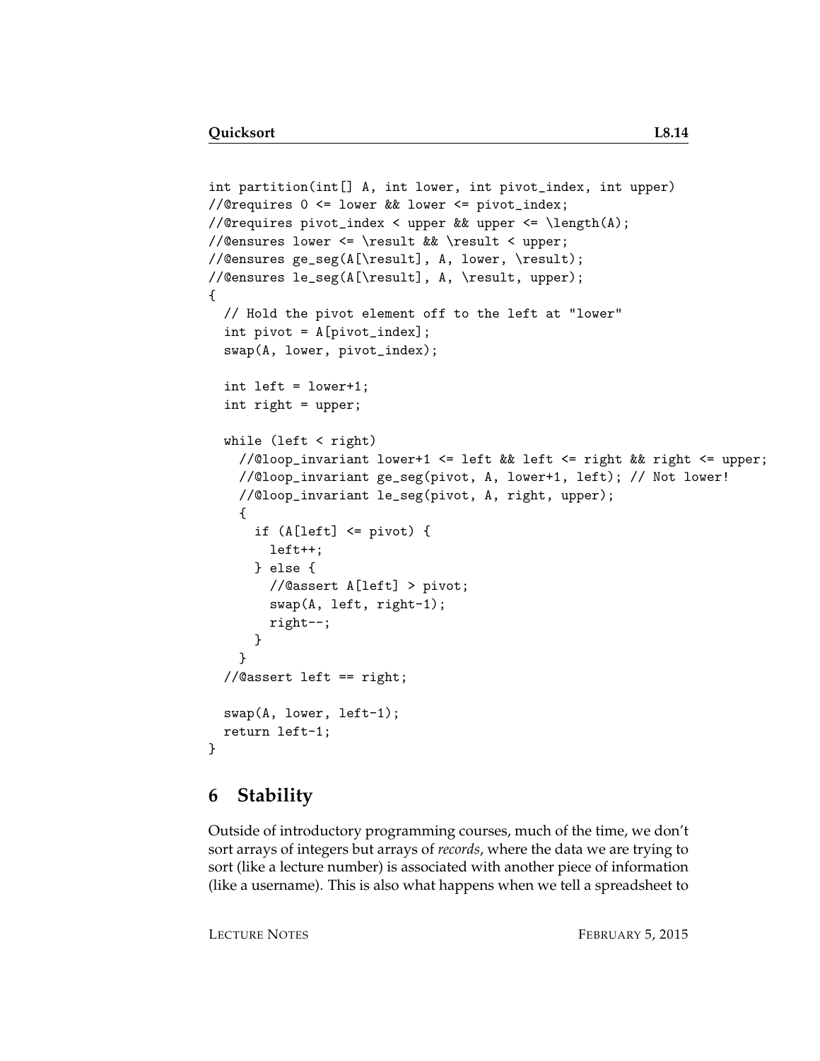```
int partition(int[] A, int lower, int pivot_index, int upper)
//@requires 0 <= lower && lower <= pivot_index;
//@requires pivot_index < upper && upper <= \length(A);
//@ensures lower <= \result && \result < upper;
//@ensures ge_seg(A[\result], A, lower, \result);
//@ensures le_seg(A[\result], A, \result, upper);
{
  // Hold the pivot element off to the left at "lower"
  int pivot = A[pivot_index];
  swap(A, lower, pivot_index);

  int left = lower+1;
  int right = upper;

  while (left < right)
    //@loop_invariant lower+1 <= left && left <= right && right <= upper;
    //@loop_invariant ge_seg(pivot, A, lower+1, left); // Not lower!
    //@loop_invariant le_seg(pivot, A, right, upper);
    {
      if (A[left] <= pivot) {
        left++;
      } else {
        //@assert A[left] > pivot;
        swap(A, left, right-1);
        right--;
      }
    }
  //@assert left == right;

  swap(A, lower, left-1);
  return left-1;
}
```

## 6 Stability

Outside of introductory programming courses, much of the time, we don't sort arrays of integers but arrays of *records*, where the data we are trying to sort (like a lecture number) is associated with another piece of information (like a username). This is also what happens when we tell a spreadsheet to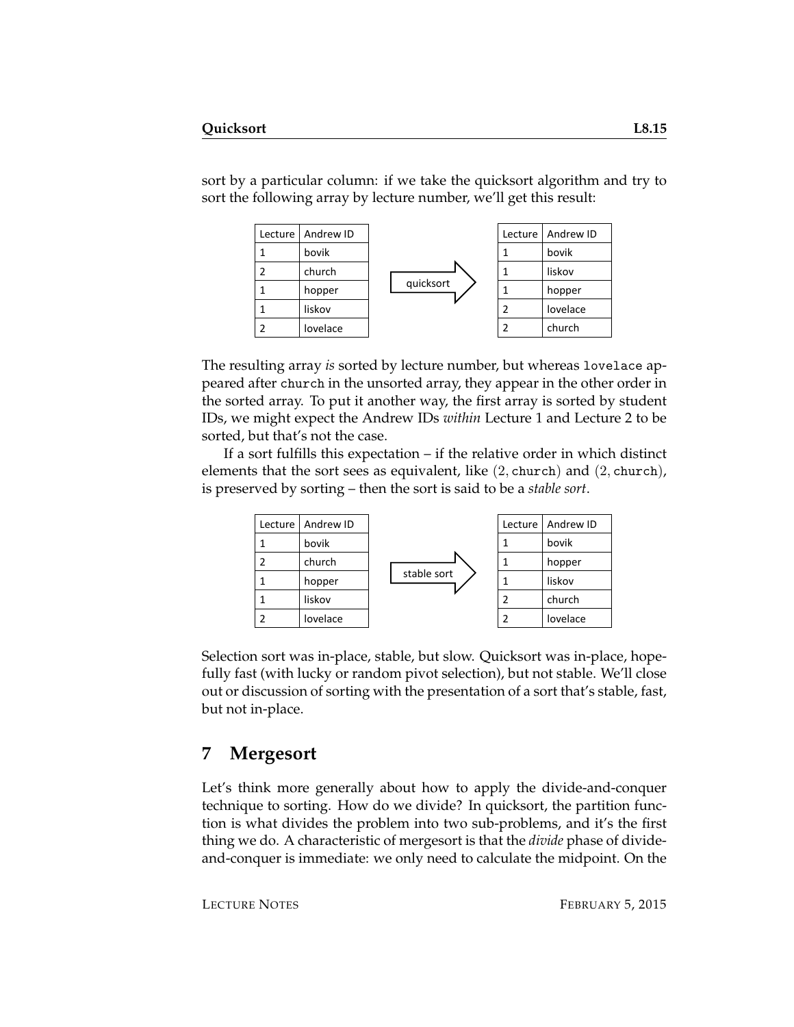sort by a particular column: if we take the quicksort algorithm and try to sort the following array by lecture number, we'll get this result:

| Lecture | Andrew ID |
|---|---|
| 1 | bovik |
| 2 | church |
| 1 | hopper |
| 1 | liskov |
| 2 | lovelace |

quicksort ⇒

| Lecture | Andrew ID |
|---|---|
| 1 | bovik |
| 1 | liskov |
| 1 | hopper |
| 2 | lovelace |
| 2 | church |

The resulting array *is* sorted by lecture number, but whereas `lovelace` appeared after `church` in the unsorted array, they appear in the other order in the sorted array. To put it another way, the first array is sorted by student IDs, we might expect the Andrew IDs *within* Lecture 1 and Lecture 2 to be sorted, but that's not the case.

If a sort fulfills this expectation – if the relative order in which distinct elements that the sort sees as equivalent, like $(2, \texttt{church})$ and $(2, \texttt{church})$, is preserved by sorting – then the sort is said to be a *stable sort*.

| Lecture | Andrew ID |
|---|---|
| 1 | bovik |
| 2 | church |
| 1 | hopper |
| 1 | liskov |
| 2 | lovelace |

stable sort ⇒

| Lecture | Andrew ID |
|---|---|
| 1 | bovik |
| 1 | hopper |
| 1 | liskov |
| 2 | church |
| 2 | lovelace |

Selection sort was in-place, stable, but slow. Quicksort was in-place, hopefully fast (with lucky or random pivot selection), but not stable. We'll close out or discussion of sorting with the presentation of a sort that's stable, fast, but not in-place.

## 7 Mergesort

Let's think more generally about how to apply the divide-and-conquer technique to sorting. How do we divide? In quicksort, the partition function is what divides the problem into two sub-problems, and it's the first thing we do. A characteristic of mergesort is that the *divide* phase of divide-and-conquer is immediate: we only need to calculate the midpoint. On the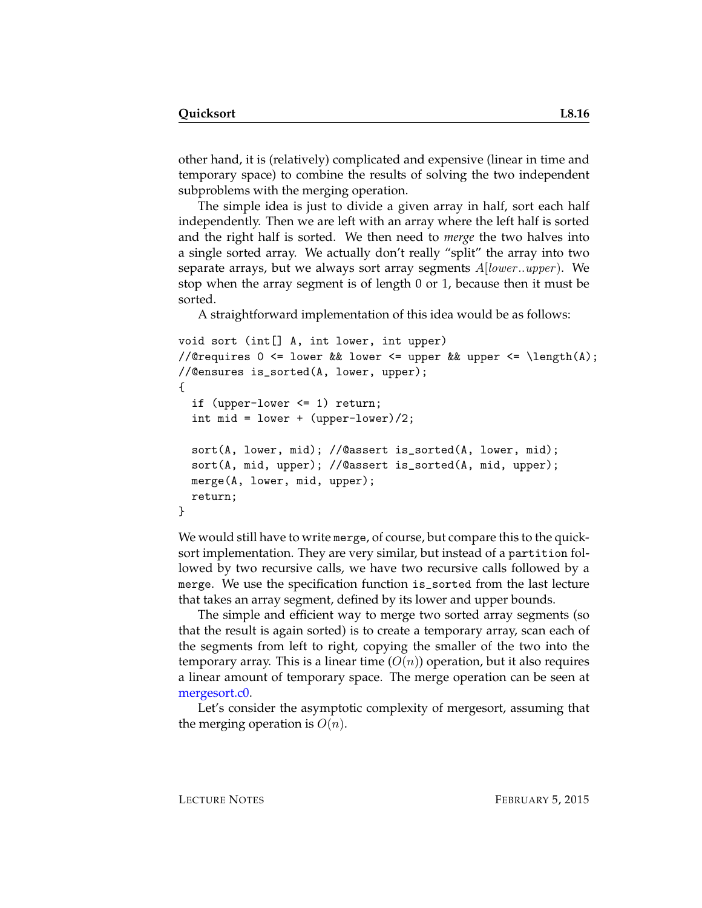other hand, it is (relatively) complicated and expensive (linear in time and temporary space) to combine the results of solving the two independent subproblems with the merging operation.

The simple idea is just to divide a given array in half, sort each half independently. Then we are left with an array where the left half is sorted and the right half is sorted. We then need to *merge* the two halves into a single sorted array. We actually don't really "split" the array into two separate arrays, but we always sort array segments $A[lower..upper)$. We stop when the array segment is of length 0 or 1, because then it must be sorted.

A straightforward implementation of this idea would be as follows:

```
void sort (int[] A, int lower, int upper)
//@requires 0 <= lower && lower <= upper && upper <= \length(A);
//@ensures is_sorted(A, lower, upper);
{
  if (upper-lower <= 1) return;
  int mid = lower + (upper-lower)/2;

  sort(A, lower, mid); //@assert is_sorted(A, lower, mid);
  sort(A, mid, upper); //@assert is_sorted(A, mid, upper);
  merge(A, lower, mid, upper);
  return;
}
```

We would still have to write `merge`, of course, but compare this to the quicksort implementation. They are very similar, but instead of a `partition` followed by two recursive calls, we have two recursive calls followed by a `merge`. We use the specification function `is_sorted` from the last lecture that takes an array segment, defined by its lower and upper bounds.

The simple and efficient way to merge two sorted array segments (so that the result is again sorted) is to create a temporary array, scan each of the segments from left to right, copying the smaller of the two into the temporary array. This is a linear time ($O(n)$) operation, but it also requires a linear amount of temporary space. The merge operation can be seen at mergesort.c0.

Let's consider the asymptotic complexity of mergesort, assuming that the merging operation is $O(n)$.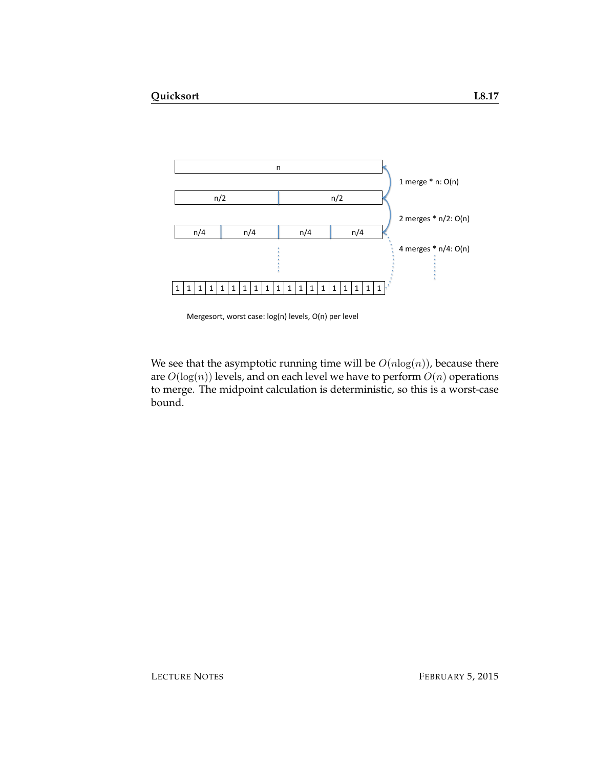n

n/2 | n/2

n/4 | n/4 | n/4 | n/4

1 | 1 | 1 | 1 | 1 | 1 | 1 | 1 | 1 | 1 | 1 | 1 | 1 | 1 | 1 | 1 | 1 | 1 | 1

1 merge * n: O(n)

2 merges * n/2: O(n)

4 merges * n/4: O(n)

Mergesort, worst case: log(n) levels, O(n) per level

We see that the asymptotic running time will be $O(n\log(n))$, because there are $O(\log(n))$ levels, and on each level we have to perform $O(n)$ operations to merge. The midpoint calculation is deterministic, so this is a worst-case bound.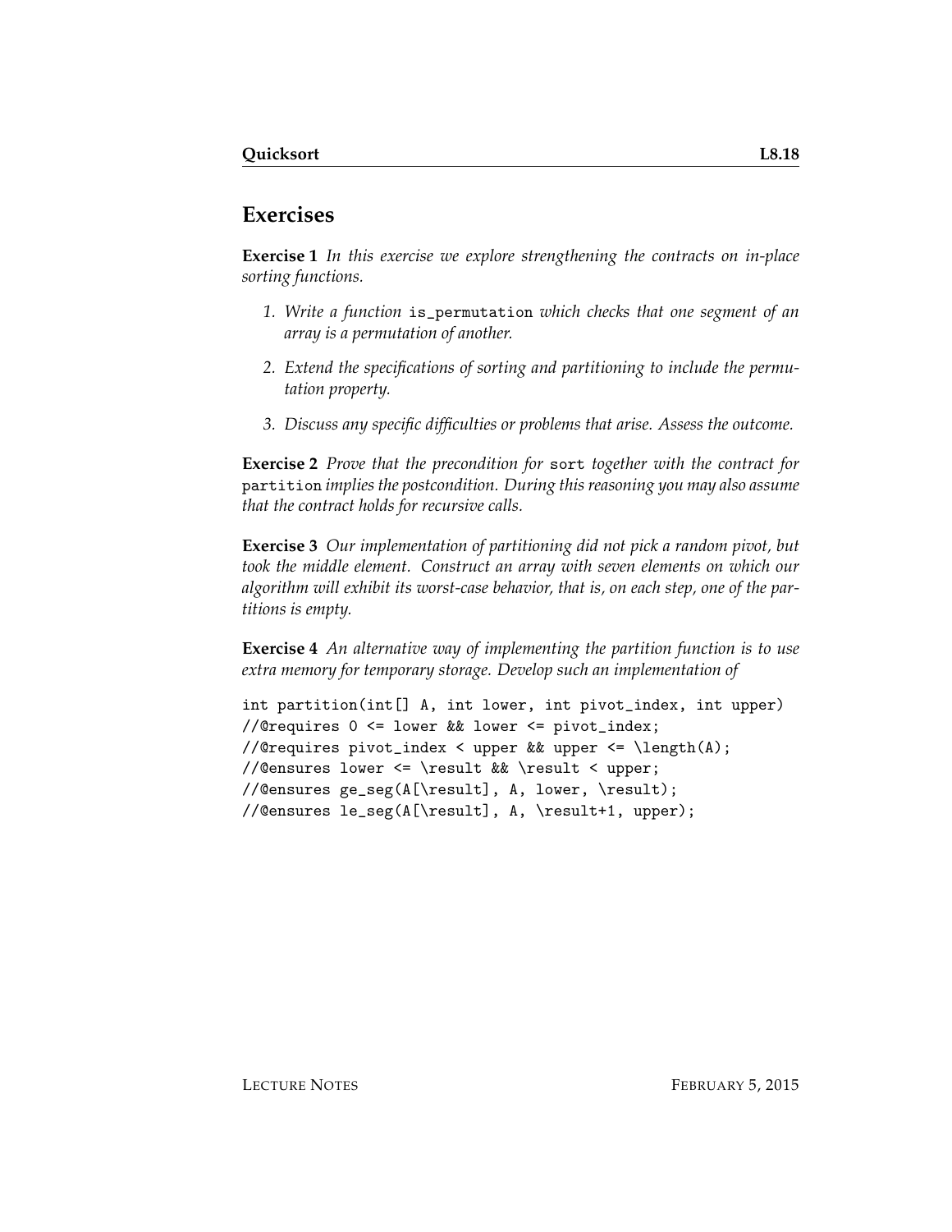## Exercises

**Exercise 1** *In this exercise we explore strengthening the contracts on in-place sorting functions.*

1. *Write a function* `is_permutation` *which checks that one segment of an array is a permutation of another.*
2. *Extend the specifications of sorting and partitioning to include the permutation property.*
3. *Discuss any specific difficulties or problems that arise. Assess the outcome.*

**Exercise 2** *Prove that the precondition for* `sort` *together with the contract for* `partition` *implies the postcondition. During this reasoning you may also assume that the contract holds for recursive calls.*

**Exercise 3** *Our implementation of partitioning did not pick a random pivot, but took the middle element. Construct an array with seven elements on which our algorithm will exhibit its worst-case behavior, that is, on each step, one of the partitions is empty.*

**Exercise 4** *An alternative way of implementing the partition function is to use extra memory for temporary storage. Develop such an implementation of*

```
int partition(int[] A, int lower, int pivot_index, int upper)
//@requires 0 <= lower && lower <= pivot_index;
//@requires pivot_index < upper && upper <= \length(A);
//@ensures lower <= \result && \result < upper;
//@ensures ge_seg(A[\result], A, lower, \result);
//@ensures le_seg(A[\result], A, \result+1, upper);
```